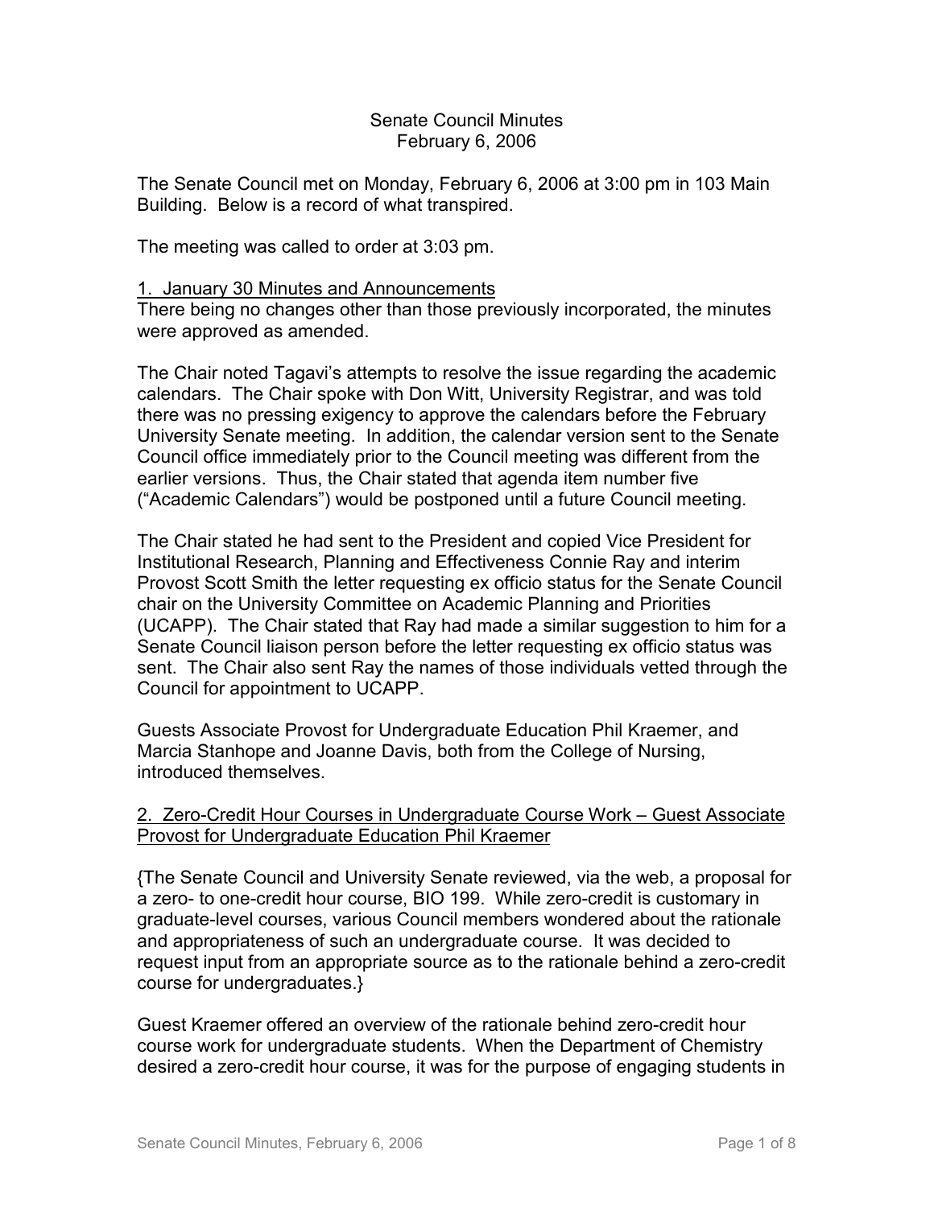Senate Council Minutes
February 6, 2006

The Senate Council met on Monday, February 6, 2006 at 3:00 pm in 103 Main Building. Below is a record of what transpired.

The meeting was called to order at 3:03 pm.

1. January 30 Minutes and Announcements

There being no changes other than those previously incorporated, the minutes were approved as amended.

The Chair noted Tagavi's attempts to resolve the issue regarding the academic calendars. The Chair spoke with Don Witt, University Registrar, and was told there was no pressing exigency to approve the calendars before the February University Senate meeting. In addition, the calendar version sent to the Senate Council office immediately prior to the Council meeting was different from the earlier versions. Thus, the Chair stated that agenda item number five ("Academic Calendars") would be postponed until a future Council meeting.

The Chair stated he had sent to the President and copied Vice President for Institutional Research, Planning and Effectiveness Connie Ray and interim Provost Scott Smith the letter requesting ex officio status for the Senate Council chair on the University Committee on Academic Planning and Priorities (UCAPP). The Chair stated that Ray had made a similar suggestion to him for a Senate Council liaison person before the letter requesting ex officio status was sent. The Chair also sent Ray the names of those individuals vetted through the Council for appointment to UCAPP.

Guests Associate Provost for Undergraduate Education Phil Kraemer, and Marcia Stanhope and Joanne Davis, both from the College of Nursing, introduced themselves.

2. Zero-Credit Hour Courses in Undergraduate Course Work – Guest Associate Provost for Undergraduate Education Phil Kraemer

{The Senate Council and University Senate reviewed, via the web, a proposal for a zero- to one-credit hour course, BIO 199. While zero-credit is customary in graduate-level courses, various Council members wondered about the rationale and appropriateness of such an undergraduate course. It was decided to request input from an appropriate source as to the rationale behind a zero-credit course for undergraduates.}

Guest Kraemer offered an overview of the rationale behind zero-credit hour course work for undergraduate students. When the Department of Chemistry desired a zero-credit hour course, it was for the purpose of engaging students in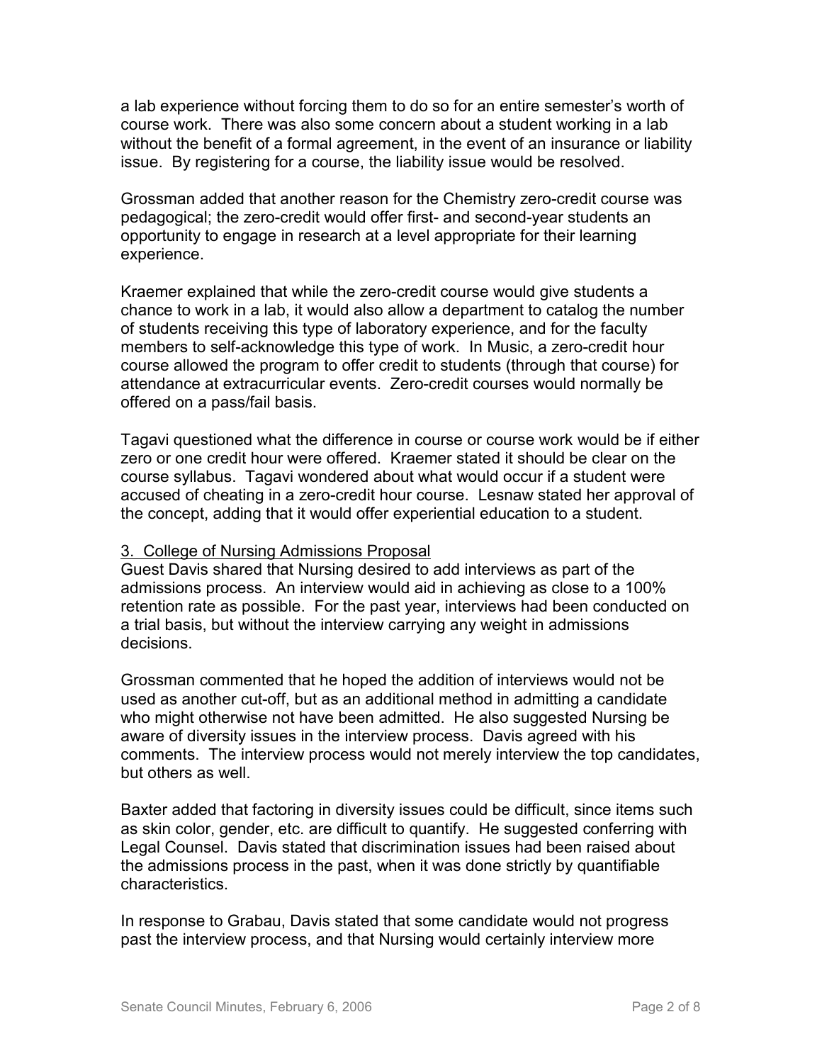a lab experience without forcing them to do so for an entire semester's worth of course work. There was also some concern about a student working in a lab without the benefit of a formal agreement, in the event of an insurance or liability issue. By registering for a course, the liability issue would be resolved.

Grossman added that another reason for the Chemistry zero-credit course was pedagogical; the zero-credit would offer first- and second-year students an opportunity to engage in research at a level appropriate for their learning experience.

Kraemer explained that while the zero-credit course would give students a chance to work in a lab, it would also allow a department to catalog the number of students receiving this type of laboratory experience, and for the faculty members to self-acknowledge this type of work. In Music, a zero-credit hour course allowed the program to offer credit to students (through that course) for attendance at extracurricular events. Zero-credit courses would normally be offered on a pass/fail basis.

Tagavi questioned what the difference in course or course work would be if either zero or one credit hour were offered. Kraemer stated it should be clear on the course syllabus. Tagavi wondered about what would occur if a student were accused of cheating in a zero-credit hour course. Lesnaw stated her approval of the concept, adding that it would offer experiential education to a student.

3. College of Nursing Admissions Proposal

Guest Davis shared that Nursing desired to add interviews as part of the admissions process. An interview would aid in achieving as close to a 100% retention rate as possible. For the past year, interviews had been conducted on a trial basis, but without the interview carrying any weight in admissions decisions.

Grossman commented that he hoped the addition of interviews would not be used as another cut-off, but as an additional method in admitting a candidate who might otherwise not have been admitted. He also suggested Nursing be aware of diversity issues in the interview process. Davis agreed with his comments. The interview process would not merely interview the top candidates, but others as well.

Baxter added that factoring in diversity issues could be difficult, since items such as skin color, gender, etc. are difficult to quantify. He suggested conferring with Legal Counsel. Davis stated that discrimination issues had been raised about the admissions process in the past, when it was done strictly by quantifiable characteristics.

In response to Grabau, Davis stated that some candidate would not progress past the interview process, and that Nursing would certainly interview more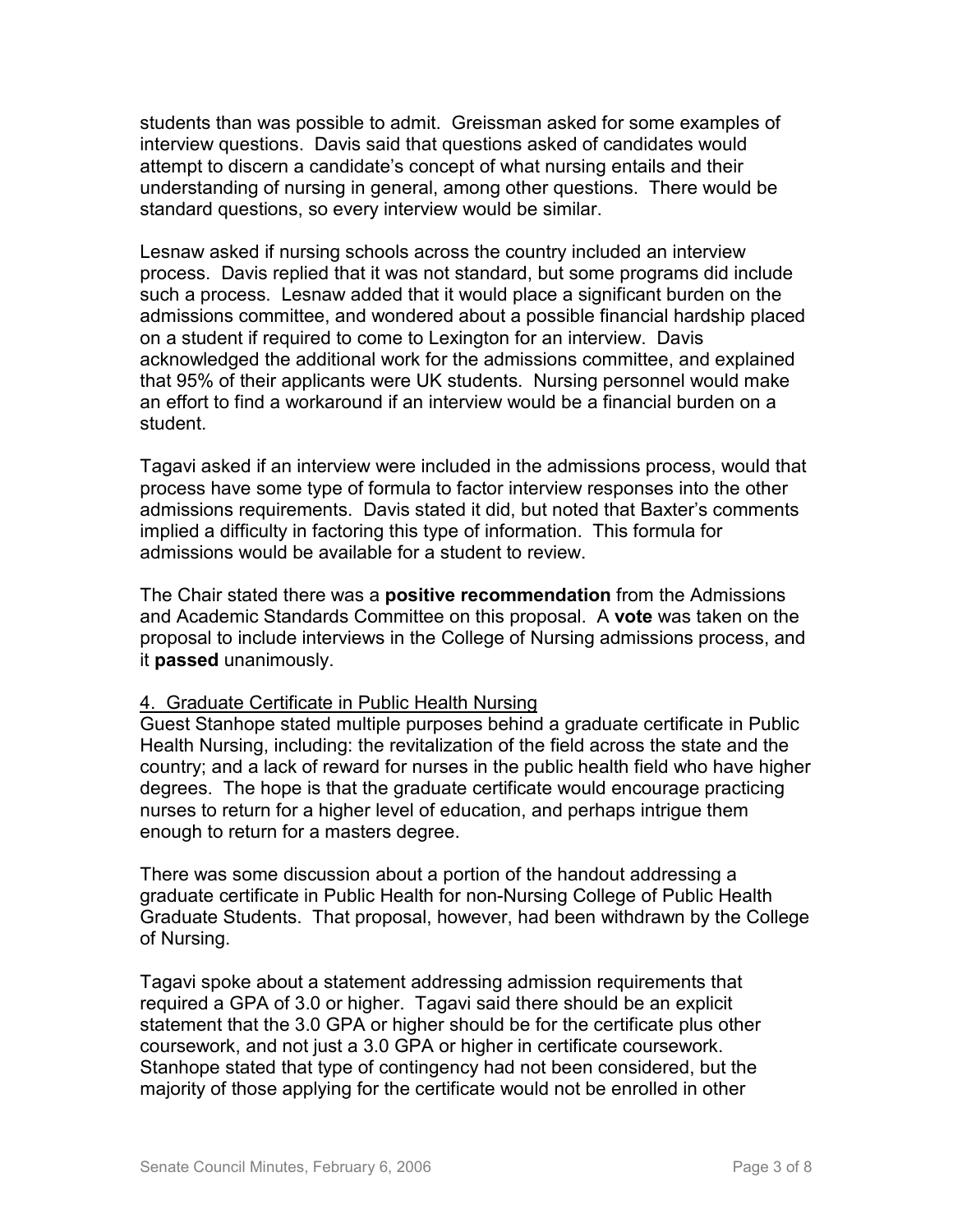students than was possible to admit. Greissman asked for some examples of interview questions. Davis said that questions asked of candidates would attempt to discern a candidate's concept of what nursing entails and their understanding of nursing in general, among other questions. There would be standard questions, so every interview would be similar.

Lesnaw asked if nursing schools across the country included an interview process. Davis replied that it was not standard, but some programs did include such a process. Lesnaw added that it would place a significant burden on the admissions committee, and wondered about a possible financial hardship placed on a student if required to come to Lexington for an interview. Davis acknowledged the additional work for the admissions committee, and explained that 95% of their applicants were UK students. Nursing personnel would make an effort to find a workaround if an interview would be a financial burden on a student.

Tagavi asked if an interview were included in the admissions process, would that process have some type of formula to factor interview responses into the other admissions requirements. Davis stated it did, but noted that Baxter's comments implied a difficulty in factoring this type of information. This formula for admissions would be available for a student to review.

The Chair stated there was a **positive recommendation** from the Admissions and Academic Standards Committee on this proposal. A **vote** was taken on the proposal to include interviews in the College of Nursing admissions process, and it **passed** unanimously.

4. Graduate Certificate in Public Health Nursing

Guest Stanhope stated multiple purposes behind a graduate certificate in Public Health Nursing, including: the revitalization of the field across the state and the country; and a lack of reward for nurses in the public health field who have higher degrees. The hope is that the graduate certificate would encourage practicing nurses to return for a higher level of education, and perhaps intrigue them enough to return for a masters degree.

There was some discussion about a portion of the handout addressing a graduate certificate in Public Health for non-Nursing College of Public Health Graduate Students. That proposal, however, had been withdrawn by the College of Nursing.

Tagavi spoke about a statement addressing admission requirements that required a GPA of 3.0 or higher. Tagavi said there should be an explicit statement that the 3.0 GPA or higher should be for the certificate plus other coursework, and not just a 3.0 GPA or higher in certificate coursework. Stanhope stated that type of contingency had not been considered, but the majority of those applying for the certificate would not be enrolled in other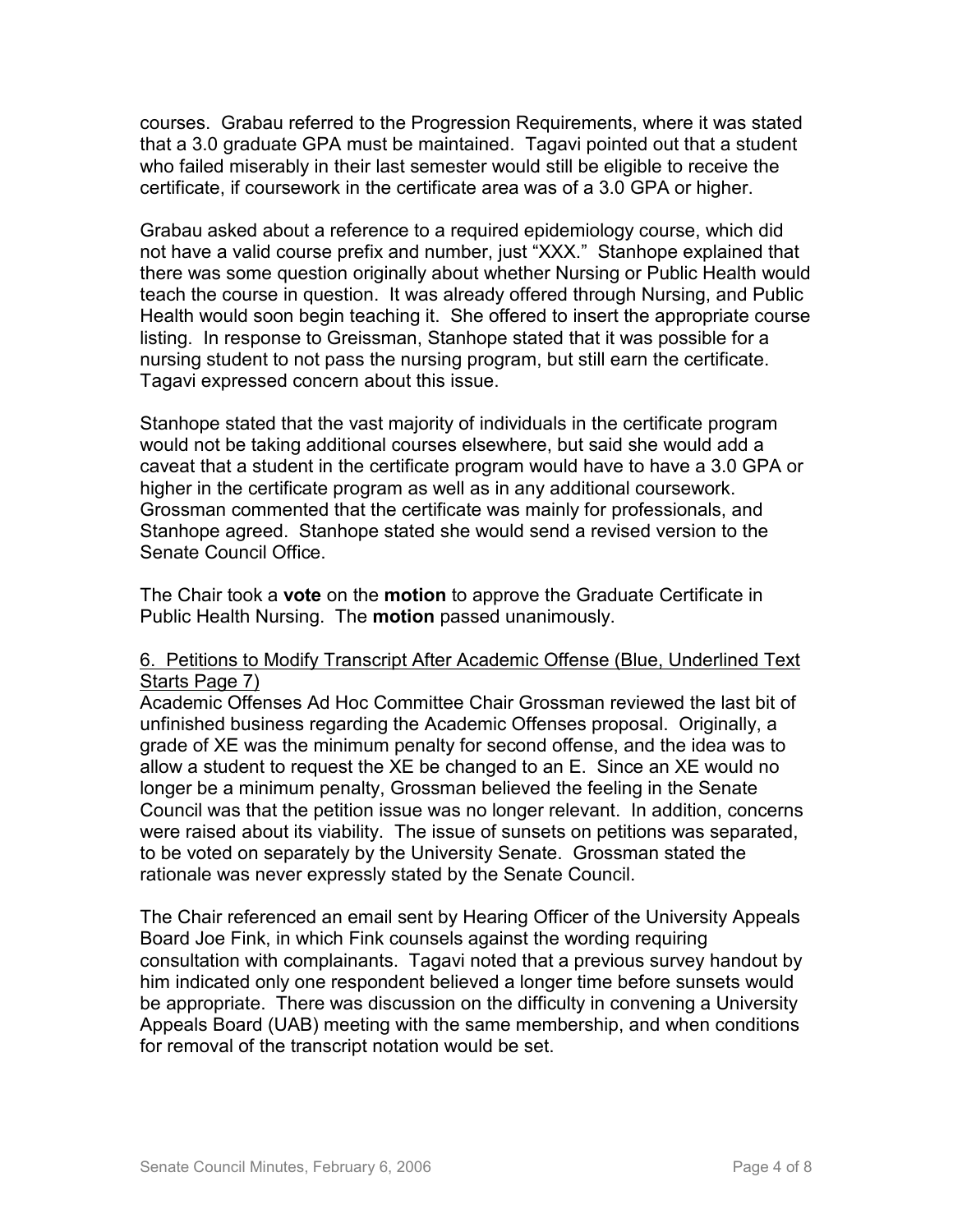courses. Grabau referred to the Progression Requirements, where it was stated that a 3.0 graduate GPA must be maintained. Tagavi pointed out that a student who failed miserably in their last semester would still be eligible to receive the certificate, if coursework in the certificate area was of a 3.0 GPA or higher.

Grabau asked about a reference to a required epidemiology course, which did not have a valid course prefix and number, just "XXX." Stanhope explained that there was some question originally about whether Nursing or Public Health would teach the course in question. It was already offered through Nursing, and Public Health would soon begin teaching it. She offered to insert the appropriate course listing. In response to Greissman, Stanhope stated that it was possible for a nursing student to not pass the nursing program, but still earn the certificate. Tagavi expressed concern about this issue.

Stanhope stated that the vast majority of individuals in the certificate program would not be taking additional courses elsewhere, but said she would add a caveat that a student in the certificate program would have to have a 3.0 GPA or higher in the certificate program as well as in any additional coursework. Grossman commented that the certificate was mainly for professionals, and Stanhope agreed. Stanhope stated she would send a revised version to the Senate Council Office.

The Chair took a **vote** on the **motion** to approve the Graduate Certificate in Public Health Nursing. The **motion** passed unanimously.

<u>6. Petitions to Modify Transcript After Academic Offense (Blue, Underlined Text Starts Page 7)</u>

Academic Offenses Ad Hoc Committee Chair Grossman reviewed the last bit of unfinished business regarding the Academic Offenses proposal. Originally, a grade of XE was the minimum penalty for second offense, and the idea was to allow a student to request the XE be changed to an E. Since an XE would no longer be a minimum penalty, Grossman believed the feeling in the Senate Council was that the petition issue was no longer relevant. In addition, concerns were raised about its viability. The issue of sunsets on petitions was separated, to be voted on separately by the University Senate. Grossman stated the rationale was never expressly stated by the Senate Council.

The Chair referenced an email sent by Hearing Officer of the University Appeals Board Joe Fink, in which Fink counsels against the wording requiring consultation with complainants. Tagavi noted that a previous survey handout by him indicated only one respondent believed a longer time before sunsets would be appropriate. There was discussion on the difficulty in convening a University Appeals Board (UAB) meeting with the same membership, and when conditions for removal of the transcript notation would be set.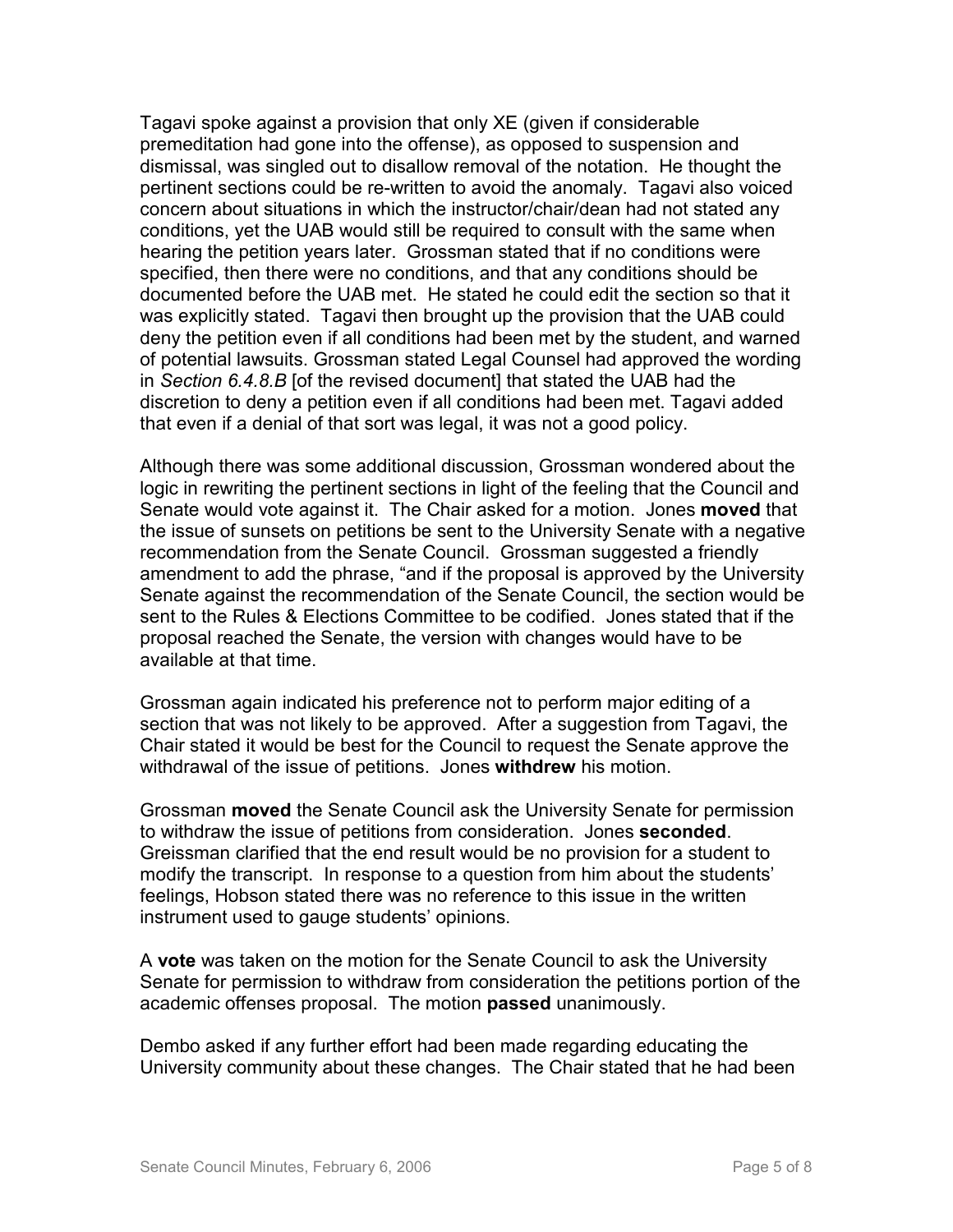Tagavi spoke against a provision that only XE (given if considerable premeditation had gone into the offense), as opposed to suspension and dismissal, was singled out to disallow removal of the notation. He thought the pertinent sections could be re-written to avoid the anomaly. Tagavi also voiced concern about situations in which the instructor/chair/dean had not stated any conditions, yet the UAB would still be required to consult with the same when hearing the petition years later. Grossman stated that if no conditions were specified, then there were no conditions, and that any conditions should be documented before the UAB met. He stated he could edit the section so that it was explicitly stated. Tagavi then brought up the provision that the UAB could deny the petition even if all conditions had been met by the student, and warned of potential lawsuits. Grossman stated Legal Counsel had approved the wording in *Section 6.4.8.B* [of the revised document] that stated the UAB had the discretion to deny a petition even if all conditions had been met. Tagavi added that even if a denial of that sort was legal, it was not a good policy.

Although there was some additional discussion, Grossman wondered about the logic in rewriting the pertinent sections in light of the feeling that the Council and Senate would vote against it. The Chair asked for a motion. Jones **moved** that the issue of sunsets on petitions be sent to the University Senate with a negative recommendation from the Senate Council. Grossman suggested a friendly amendment to add the phrase, "and if the proposal is approved by the University Senate against the recommendation of the Senate Council, the section would be sent to the Rules & Elections Committee to be codified. Jones stated that if the proposal reached the Senate, the version with changes would have to be available at that time.

Grossman again indicated his preference not to perform major editing of a section that was not likely to be approved. After a suggestion from Tagavi, the Chair stated it would be best for the Council to request the Senate approve the withdrawal of the issue of petitions. Jones **withdrew** his motion.

Grossman **moved** the Senate Council ask the University Senate for permission to withdraw the issue of petitions from consideration. Jones **seconded**. Greissman clarified that the end result would be no provision for a student to modify the transcript. In response to a question from him about the students' feelings, Hobson stated there was no reference to this issue in the written instrument used to gauge students' opinions.

A **vote** was taken on the motion for the Senate Council to ask the University Senate for permission to withdraw from consideration the petitions portion of the academic offenses proposal. The motion **passed** unanimously.

Dembo asked if any further effort had been made regarding educating the University community about these changes. The Chair stated that he had been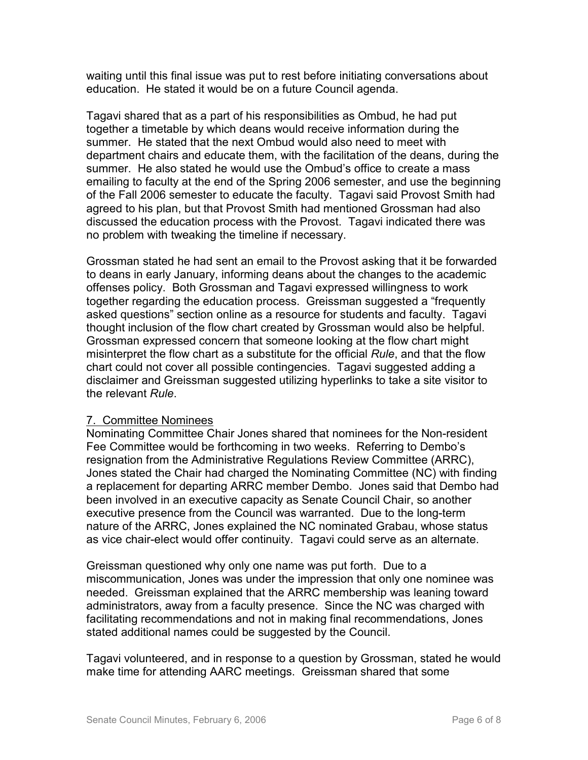waiting until this final issue was put to rest before initiating conversations about education. He stated it would be on a future Council agenda.

Tagavi shared that as a part of his responsibilities as Ombud, he had put together a timetable by which deans would receive information during the summer. He stated that the next Ombud would also need to meet with department chairs and educate them, with the facilitation of the deans, during the summer. He also stated he would use the Ombud's office to create a mass emailing to faculty at the end of the Spring 2006 semester, and use the beginning of the Fall 2006 semester to educate the faculty. Tagavi said Provost Smith had agreed to his plan, but that Provost Smith had mentioned Grossman had also discussed the education process with the Provost. Tagavi indicated there was no problem with tweaking the timeline if necessary.

Grossman stated he had sent an email to the Provost asking that it be forwarded to deans in early January, informing deans about the changes to the academic offenses policy. Both Grossman and Tagavi expressed willingness to work together regarding the education process. Greissman suggested a "frequently asked questions" section online as a resource for students and faculty. Tagavi thought inclusion of the flow chart created by Grossman would also be helpful. Grossman expressed concern that someone looking at the flow chart might misinterpret the flow chart as a substitute for the official *Rule*, and that the flow chart could not cover all possible contingencies. Tagavi suggested adding a disclaimer and Greissman suggested utilizing hyperlinks to take a site visitor to the relevant *Rule*.

7. Committee Nominees

Nominating Committee Chair Jones shared that nominees for the Non-resident Fee Committee would be forthcoming in two weeks. Referring to Dembo's resignation from the Administrative Regulations Review Committee (ARRC), Jones stated the Chair had charged the Nominating Committee (NC) with finding a replacement for departing ARRC member Dembo. Jones said that Dembo had been involved in an executive capacity as Senate Council Chair, so another executive presence from the Council was warranted. Due to the long-term nature of the ARRC, Jones explained the NC nominated Grabau, whose status as vice chair-elect would offer continuity. Tagavi could serve as an alternate.

Greissman questioned why only one name was put forth. Due to a miscommunication, Jones was under the impression that only one nominee was needed. Greissman explained that the ARRC membership was leaning toward administrators, away from a faculty presence. Since the NC was charged with facilitating recommendations and not in making final recommendations, Jones stated additional names could be suggested by the Council.

Tagavi volunteered, and in response to a question by Grossman, stated he would make time for attending AARC meetings. Greissman shared that some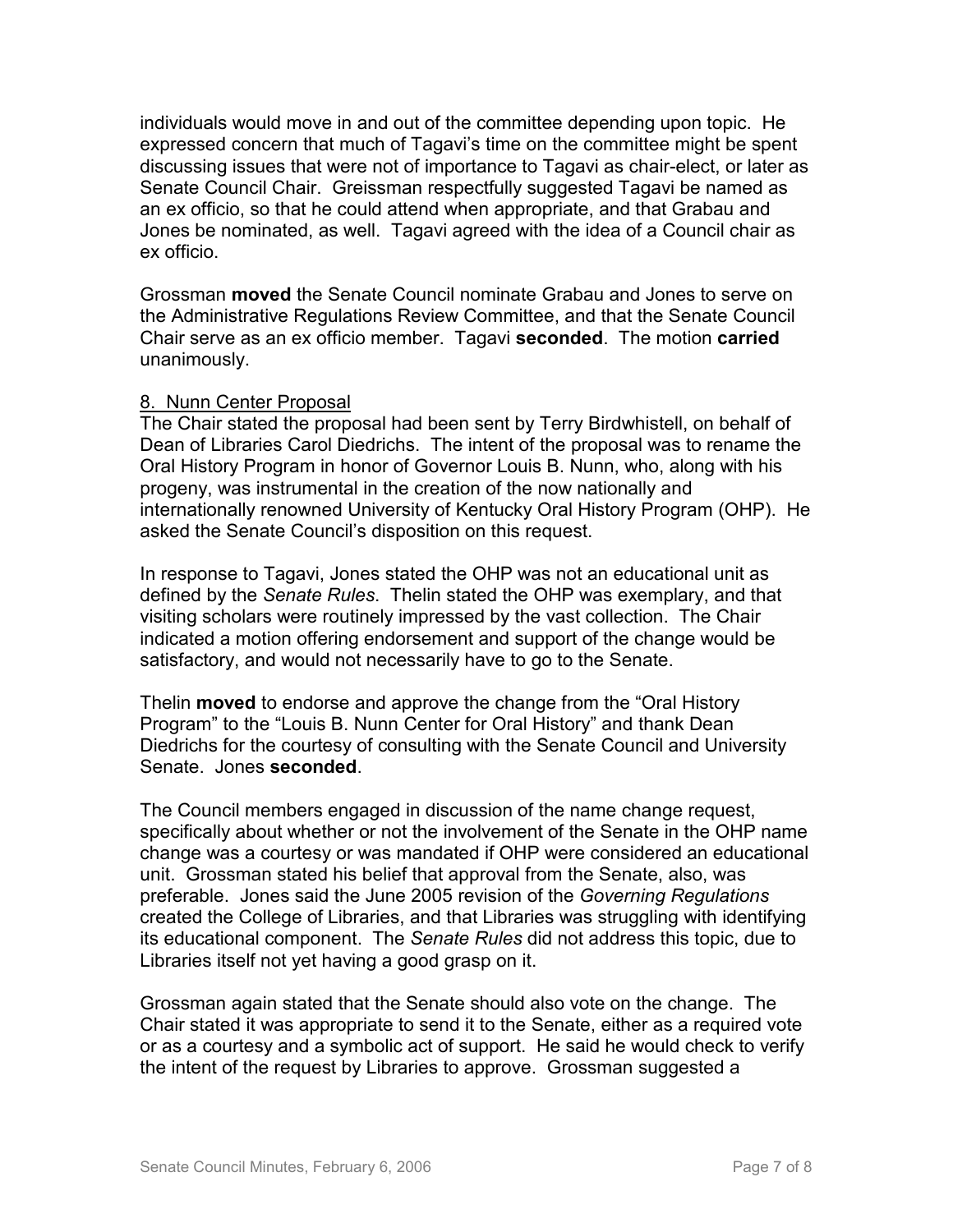individuals would move in and out of the committee depending upon topic. He expressed concern that much of Tagavi's time on the committee might be spent discussing issues that were not of importance to Tagavi as chair-elect, or later as Senate Council Chair. Greissman respectfully suggested Tagavi be named as an ex officio, so that he could attend when appropriate, and that Grabau and Jones be nominated, as well. Tagavi agreed with the idea of a Council chair as ex officio.

Grossman **moved** the Senate Council nominate Grabau and Jones to serve on the Administrative Regulations Review Committee, and that the Senate Council Chair serve as an ex officio member. Tagavi **seconded**. The motion **carried** unanimously.

8. Nunn Center Proposal

The Chair stated the proposal had been sent by Terry Birdwhistell, on behalf of Dean of Libraries Carol Diedrichs. The intent of the proposal was to rename the Oral History Program in honor of Governor Louis B. Nunn, who, along with his progeny, was instrumental in the creation of the now nationally and internationally renowned University of Kentucky Oral History Program (OHP). He asked the Senate Council's disposition on this request.

In response to Tagavi, Jones stated the OHP was not an educational unit as defined by the *Senate Rules*. Thelin stated the OHP was exemplary, and that visiting scholars were routinely impressed by the vast collection. The Chair indicated a motion offering endorsement and support of the change would be satisfactory, and would not necessarily have to go to the Senate.

Thelin **moved** to endorse and approve the change from the "Oral History Program" to the "Louis B. Nunn Center for Oral History" and thank Dean Diedrichs for the courtesy of consulting with the Senate Council and University Senate. Jones **seconded**.

The Council members engaged in discussion of the name change request, specifically about whether or not the involvement of the Senate in the OHP name change was a courtesy or was mandated if OHP were considered an educational unit. Grossman stated his belief that approval from the Senate, also, was preferable. Jones said the June 2005 revision of the *Governing Regulations* created the College of Libraries, and that Libraries was struggling with identifying its educational component. The *Senate Rules* did not address this topic, due to Libraries itself not yet having a good grasp on it.

Grossman again stated that the Senate should also vote on the change. The Chair stated it was appropriate to send it to the Senate, either as a required vote or as a courtesy and a symbolic act of support. He said he would check to verify the intent of the request by Libraries to approve. Grossman suggested a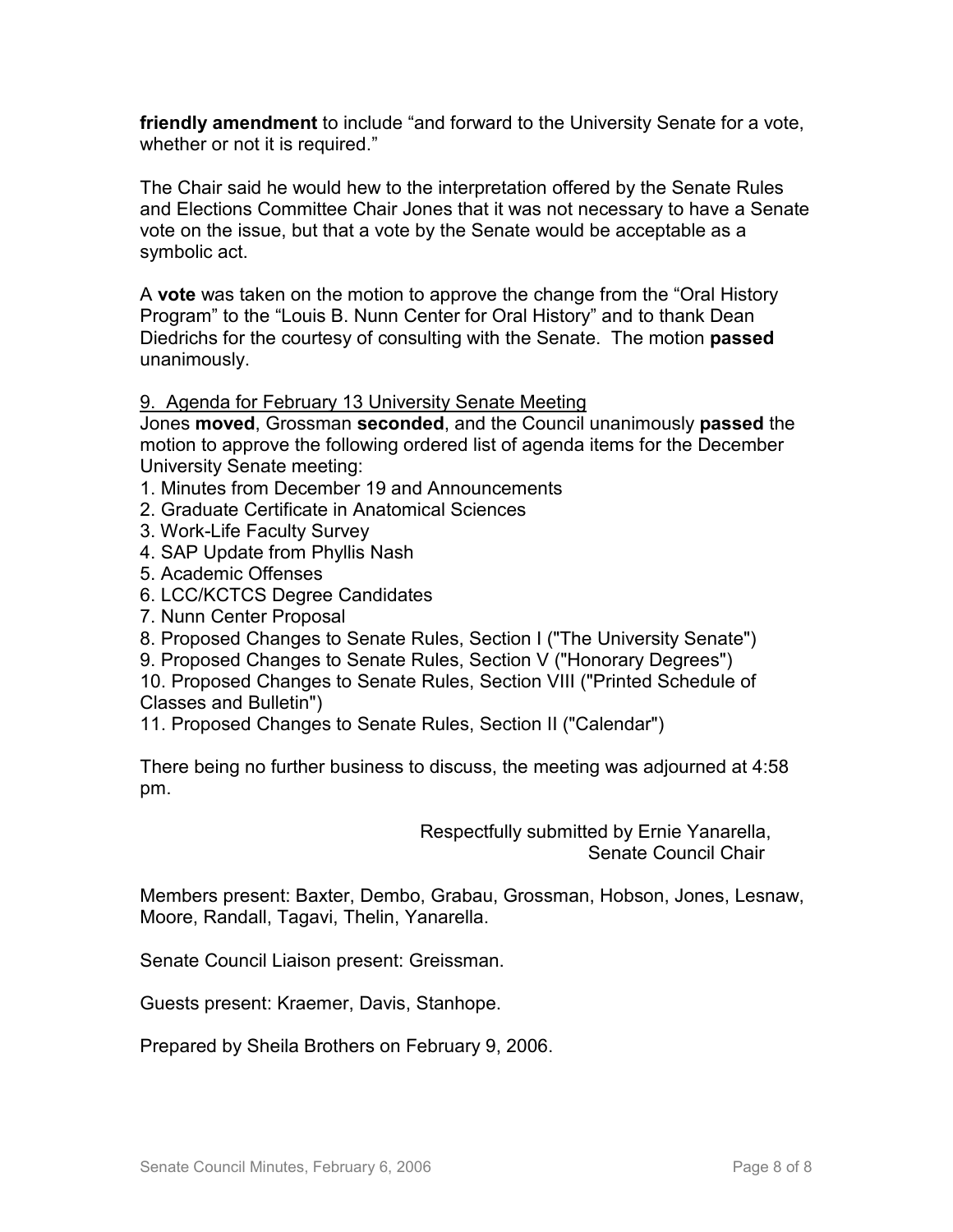**friendly amendment** to include "and forward to the University Senate for a vote, whether or not it is required."

The Chair said he would hew to the interpretation offered by the Senate Rules and Elections Committee Chair Jones that it was not necessary to have a Senate vote on the issue, but that a vote by the Senate would be acceptable as a symbolic act.

A **vote** was taken on the motion to approve the change from the "Oral History Program" to the "Louis B. Nunn Center for Oral History" and to thank Dean Diedrichs for the courtesy of consulting with the Senate. The motion **passed** unanimously.

<u>9. Agenda for February 13 University Senate Meeting</u>

Jones **moved**, Grossman **seconded**, and the Council unanimously **passed** the motion to approve the following ordered list of agenda items for the December University Senate meeting:

1. Minutes from December 19 and Announcements
2. Graduate Certificate in Anatomical Sciences
3. Work-Life Faculty Survey
4. SAP Update from Phyllis Nash
5. Academic Offenses
6. LCC/KCTCS Degree Candidates
7. Nunn Center Proposal
8. Proposed Changes to Senate Rules, Section I ("The University Senate")
9. Proposed Changes to Senate Rules, Section V ("Honorary Degrees")
10. Proposed Changes to Senate Rules, Section VIII ("Printed Schedule of Classes and Bulletin")
11. Proposed Changes to Senate Rules, Section II ("Calendar")

There being no further business to discuss, the meeting was adjourned at 4:58 pm.

Respectfully submitted by Ernie Yanarella,
Senate Council Chair

Members present: Baxter, Dembo, Grabau, Grossman, Hobson, Jones, Lesnaw, Moore, Randall, Tagavi, Thelin, Yanarella.

Senate Council Liaison present: Greissman.

Guests present: Kraemer, Davis, Stanhope.

Prepared by Sheila Brothers on February 9, 2006.